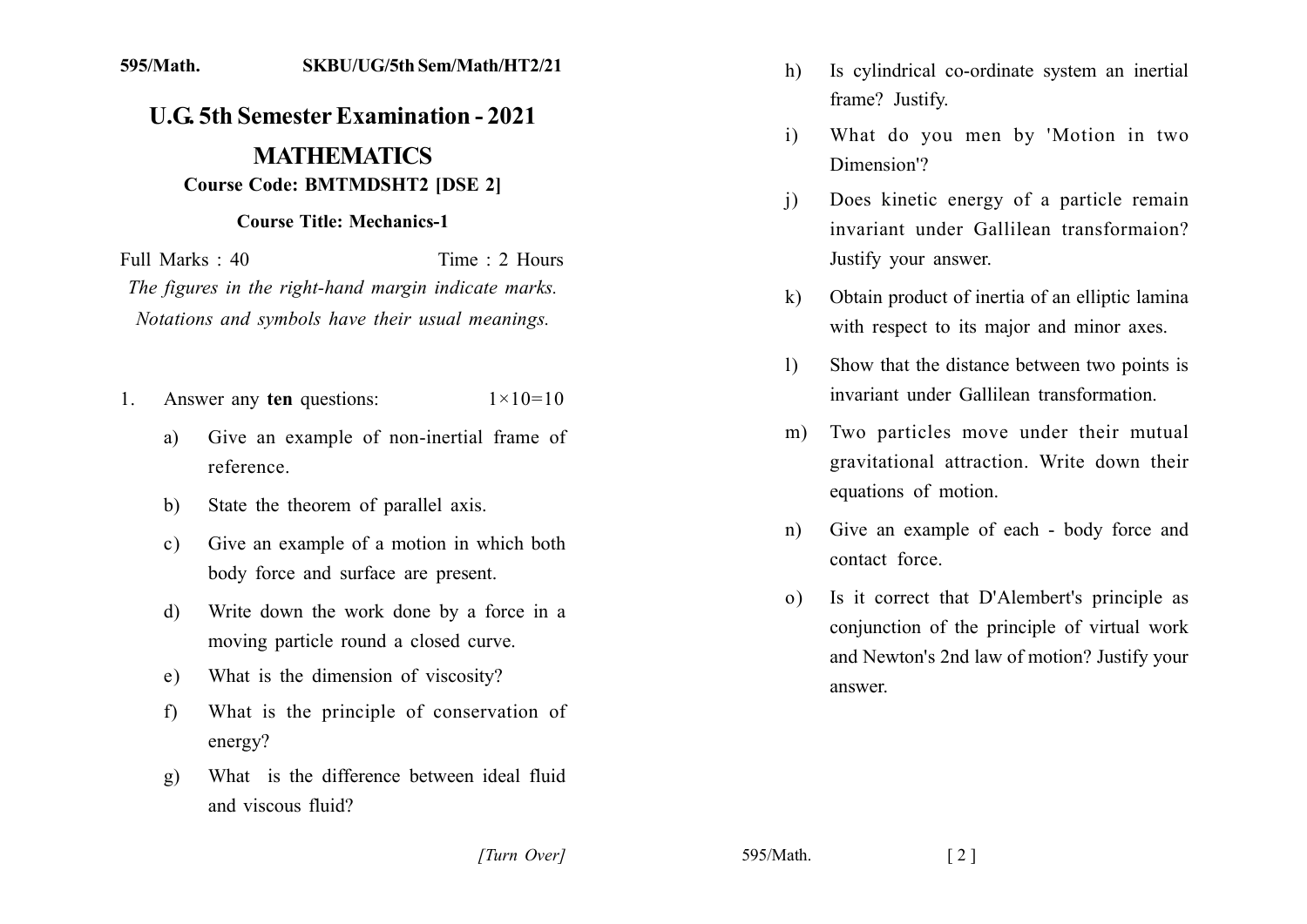595/Math. SKBU/UG/5th Sem/Math/HT2/21

# U.G. 5th Semester Examination - 2021

## MATHEMATICS

**Course Code: BMTMDSHT2 [DSE 2]**

**Course Title: Mechanics-1**

Full Marks : 40 Time : 2 Hours

*The figures in the right-hand margin indicate marks.*

*Notations and symbols have their usual meanings.*

1. Answer any **ten** questions: $1\times10=10$

   a) Give an example of non-inertial frame of reference.

   b) State the theorem of parallel axis.

   c) Give an example of a motion in which both body force and surface are present.

   d) Write down the work done by a force in a moving particle round a closed curve.

   e) What is the dimension of viscosity?

   f) What is the principle of conservation of energy?

   g) What is the difference between ideal fluid and viscous fluid?

   h) Is cylindrical co-ordinate system an inertial frame? Justify.

   i) What do you men by 'Motion in two Dimension'?

   j) Does kinetic energy of a particle remain invariant under Gallilean transformaion? Justify your answer.

   k) Obtain product of inertia of an elliptic lamina with respect to its major and minor axes.

   l) Show that the distance between two points is invariant under Gallilean transformation.

   m) Two particles move under their mutual gravitational attraction. Write down their equations of motion.

   n) Give an example of each - body force and contact force.

   o) Is it correct that D'Alembert's principle as conjunction of the principle of virtual work and Newton's 2nd law of motion? Justify your answer.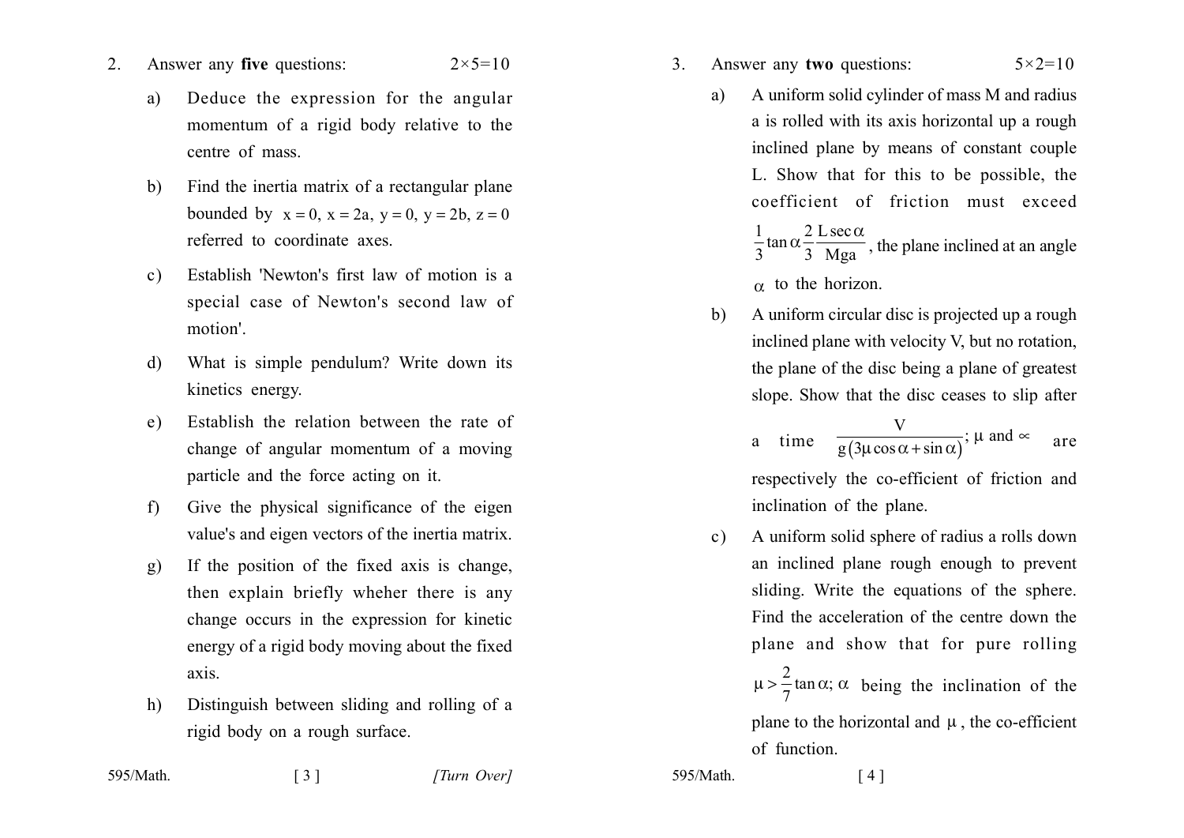2. Answer any **five** questions: $2\times5=10$

a) Deduce the expression for the angular momentum of a rigid body relative to the centre of mass.

b) Find the inertia matrix of a rectangular plane bounded by $x = 0$, $x = 2a$, $y = 0$, $y = 2b$, $z = 0$ referred to coordinate axes.

c) Establish 'Newton's first law of motion is a special case of Newton's second law of motion'.

d) What is simple pendulum? Write down its kinetics energy.

e) Establish the relation between the rate of change of angular momentum of a moving particle and the force acting on it.

f) Give the physical significance of the eigen value's and eigen vectors of the inertia matrix.

g) If the position of the fixed axis is change, then explain briefly wheher there is any change occurs in the expression for kinetic energy of a rigid body moving about the fixed axis.

h) Distinguish between sliding and rolling of a rigid body on a rough surface.

3. Answer any **two** questions: $5\times2=10$

a) A uniform solid cylinder of mass M and radius a is rolled with its axis horizontal up a rough inclined plane by means of constant couple L. Show that for this to be possible, the coefficient of friction must exceed $\frac{1}{3}\tan\alpha\frac{2}{3}\frac{L\sec\alpha}{Mga}$, the plane inclined at an angle $\alpha$ to the horizon.

b) A uniform circular disc is projected up a rough inclined plane with velocity V, but no rotation, the plane of the disc being a plane of greatest slope. Show that the disc ceases to slip after a time $\frac{V}{g(3\mu\cos\alpha+\sin\alpha)}$; $\mu$ and $\propto$ are respectively the co-efficient of friction and inclination of the plane.

c) A uniform solid sphere of radius a rolls down an inclined plane rough enough to prevent sliding. Write the equations of the sphere. Find the acceleration of the centre down the plane and show that for pure rolling $\mu > \frac{2}{7}\tan\alpha$; $\alpha$ being the inclination of the plane to the horizontal and $\mu$, the co-efficient of function.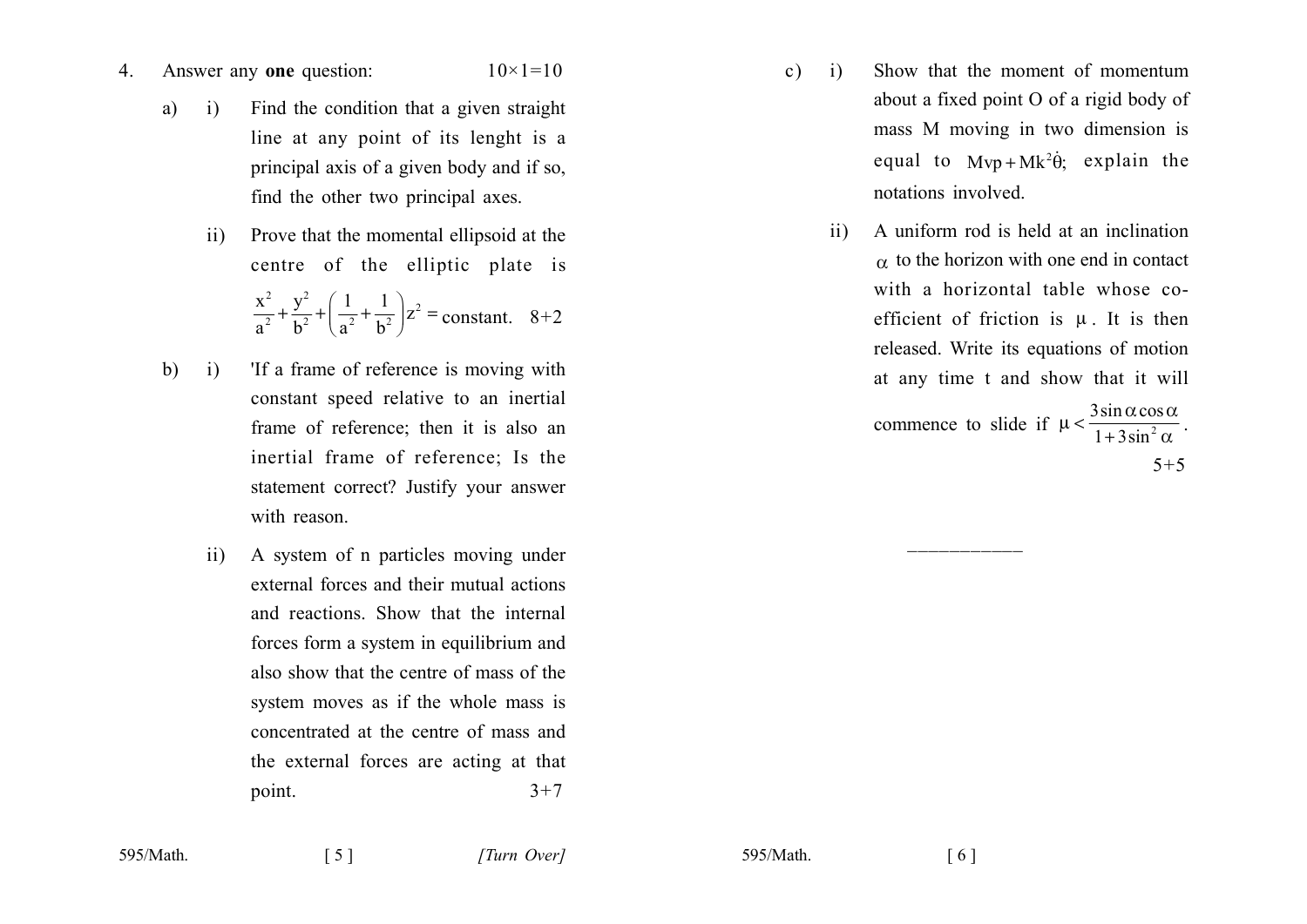4. Answer any **one** question: $10 \times 1 = 10$

a) i) Find the condition that a given straight line at any point of its lenght is a principal axis of a given body and if so, find the other two principal axes.

ii) Prove that the momental ellipsoid at the centre of the elliptic plate is $\frac{x^2}{a^2} + \frac{y^2}{b^2} + \left(\frac{1}{a^2} + \frac{1}{b^2}\right)z^2 =$ constant. 8+2

b) i) 'If a frame of reference is moving with constant speed relative to an inertial frame of reference; then it is also an inertial frame of reference; Is the statement correct? Justify your answer with reason.

ii) A system of n particles moving under external forces and their mutual actions and reactions. Show that the internal forces form a system in equilibrium and also show that the centre of mass of the system moves as if the whole mass is concentrated at the centre of mass and the external forces are acting at that point. 3+7

c) i) Show that the moment of momentum about a fixed point O of a rigid body of mass M moving in two dimension is equal to $Mvp + Mk^2\dot{\theta}$; explain the notations involved.

ii) A uniform rod is held at an inclination $\alpha$ to the horizon with one end in contact with a horizontal table whose co-efficient of friction is $\mu$. It is then released. Write its equations of motion at any time t and show that it will commence to slide if $\mu < \frac{3\sin\alpha\cos\alpha}{1+3\sin^2\alpha}$. 5+5

———————